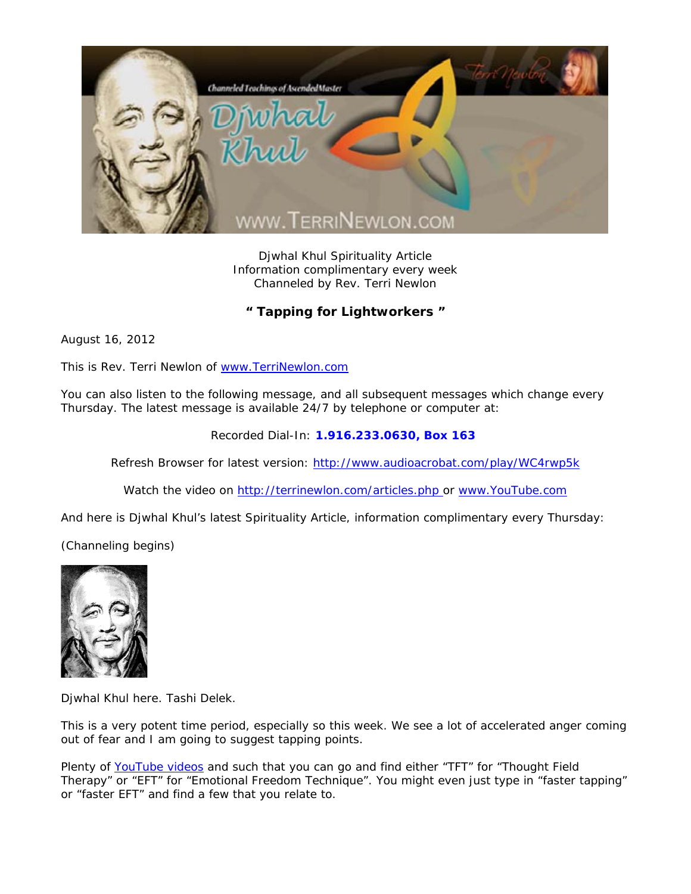Djwhal Khul Spirituality Article
Information complimentary every week
Channeled by Rev. Terri Newlon

## " Tapping for Lightworkers "

August 16, 2012

This is Rev. Terri Newlon of [www.TerriNewlon.com](http://www.TerriNewlon.com)

You can also listen to the following message, and all subsequent messages which change every Thursday. The latest message is available 24/7 by telephone or computer at:

Recorded Dial-In: **1.916.233.0630, Box 163**

Refresh Browser for latest version: [http://www.audioacrobat.com/play/WC4rwp5k](http://www.audioacrobat.com/play/WC4rwp5k)

Watch the video on [http://terrinewlon.com/articles.php](http://terrinewlon.com/articles.php) or [www.YouTube.com](http://www.YouTube.com)

And here is Djwhal Khul's latest Spirituality Article, information complimentary every Thursday:

(Channeling begins)

Djwhal Khul here. Tashi Delek.

This is a very potent time period, especially so this week. We see a lot of accelerated anger coming out of fear and I am going to suggest tapping points.

Plenty of YouTube videos and such that you can go and find either "TFT" for "Thought Field Therapy" or "EFT" for "Emotional Freedom Technique". You might even just type in "faster tapping" or "faster EFT" and find a few that you relate to.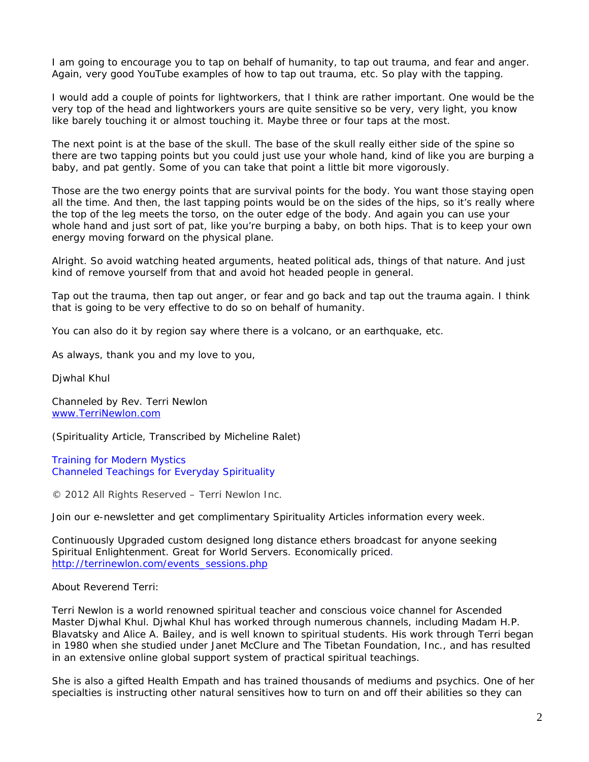I am going to encourage you to tap on behalf of humanity, to tap out trauma, and fear and anger. Again, very good YouTube examples of how to tap out trauma, etc. So play with the tapping.

I would add a couple of points for lightworkers, that I think are rather important. One would be the very top of the head and lightworkers yours are quite sensitive so be very, very light, you know like barely touching it or almost touching it. Maybe three or four taps at the most.

The next point is at the base of the skull. The base of the skull really either side of the spine so there are two tapping points but you could just use your whole hand, kind of like you are burping a baby, and pat gently. Some of you can take that point a little bit more vigorously.

Those are the two energy points that are survival points for the body. You want those staying open all the time. And then, the last tapping points would be on the sides of the hips, so it's really where the top of the leg meets the torso, on the outer edge of the body. And again you can use your whole hand and just sort of pat, like you're burping a baby, on both hips. That is to keep your own energy moving forward on the physical plane.

Alright. So avoid watching heated arguments, heated political ads, things of that nature. And just kind of remove yourself from that and avoid hot headed people in general.

Tap out the trauma, then tap out anger, or fear and go back and tap out the trauma again. I think that is going to be very effective to do so on behalf of humanity.

You can also do it by region say where there is a volcano, or an earthquake, etc.

As always, thank you and my love to you,

Djwhal Khul

Channeled by Rev. Terri Newlon
[www.TerriNewlon.com](www.TerriNewlon.com)

(Spirituality Article, Transcribed by Micheline Ralet)

Training for Modern Mystics
Channeled Teachings for Everyday Spirituality

© 2012 All Rights Reserved – Terri Newlon Inc.

Join our e-newsletter and get complimentary Spirituality Articles information every week.

Continuously Upgraded custom designed long distance ethers broadcast for anyone seeking Spiritual Enlightenment. Great for World Servers. Economically priced.
[http://terrinewlon.com/events_sessions.php](http://terrinewlon.com/events_sessions.php)

About Reverend Terri:

Terri Newlon is a world renowned spiritual teacher and conscious voice channel for Ascended Master Djwhal Khul. Djwhal Khul has worked through numerous channels, including Madam H.P. Blavatsky and Alice A. Bailey, and is well known to spiritual students. His work through Terri began in 1980 when she studied under Janet McClure and The Tibetan Foundation, Inc., and has resulted in an extensive online global support system of practical spiritual teachings.

She is also a gifted Health Empath and has trained thousands of mediums and psychics. One of her specialties is instructing other natural sensitives how to turn on and off their abilities so they can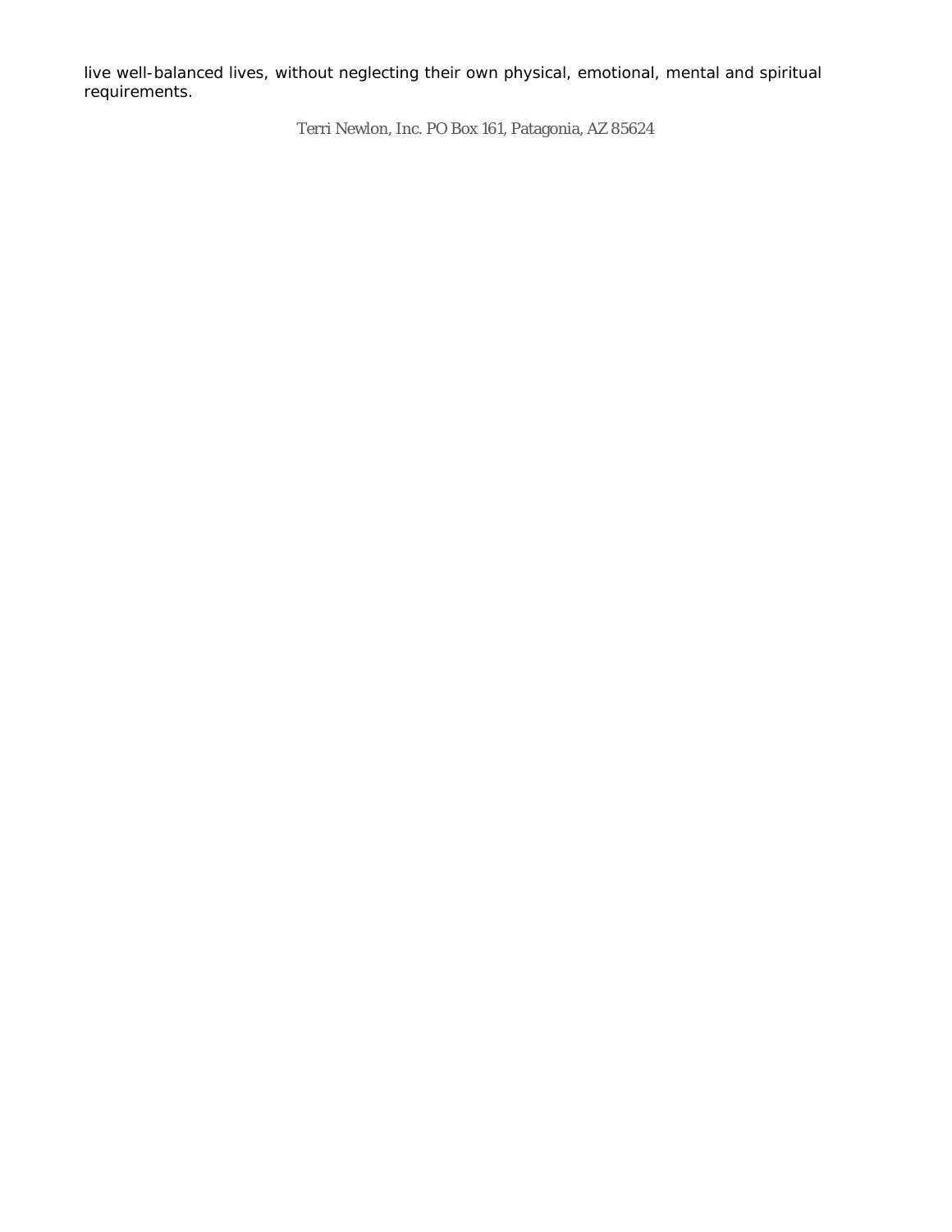live well-balanced lives, without neglecting their own physical, emotional, mental and spiritual requirements.

Terri Newlon, Inc. PO Box 161, Patagonia, AZ 85624